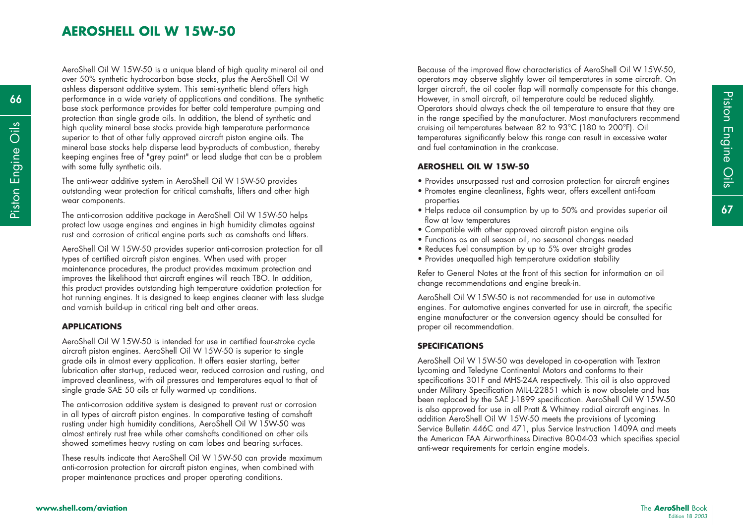# AEROSHELL OIL W 15W-50

AeroShell Oil W 15W-50 is a unique blend of high quality mineral oil and over 50% synthetic hydrocarbon base stocks, plus the AeroShell Oil W ashless dispersant additive system. This semi-synthetic blend offers high performance in a wide variety of applications and conditions. The synthetic base stock performance provides for better cold temperature pumping and protection than single grade oils. In addition, the blend of synthetic and high quality mineral base stocks provide high temperature performance superior to that of other fully approved aircraft piston engine oils. The mineral base stocks help disperse lead by-products of combustion, thereby keeping engines free of "grey paint" or lead sludge that can be a problem with some fully synthetic oils.

The anti-wear additive system in AeroShell Oil W 15W-50 provides outstanding wear protection for critical camshafts, lifters and other high wear components.

The anti-corrosion additive package in AeroShell Oil W 15W-50 helps protect low usage engines and engines in high humidity climates against rust and corrosion of critical engine parts such as camshafts and lifters.

AeroShell Oil W 15W-50 provides superior anti-corrosion protection for all types of certified aircraft piston engines. When used with proper maintenance procedures, the product provides maximum protection and improves the likelihood that aircraft engines will reach TBO. In addition, this product provides outstanding high temperature oxidation protection for hot running engines. It is designed to keep engines cleaner with less sludge and varnish build-up in critical ring belt and other areas.

## APPLICATIONS

AeroShell Oil W 15W-50 is intended for use in certified four-stroke cycle aircraft piston engines. AeroShell Oil W 15W-50 is superior to single grade oils in almost every application. It offers easier starting, better lubrication after start-up, reduced wear, reduced corrosion and rusting, and improved cleanliness, with oil pressures and temperatures equal to that of single grade SAE 50 oils at fully warmed up conditions.

The anti-corrosion additive system is designed to prevent rust or corrosion in all types of aircraft piston engines. In comparative testing of camshaft rusting under high humidity conditions, AeroShell Oil W 15W-50 was almost entirely rust free while other camshafts conditioned on other oils showed sometimes heavy rusting on cam lobes and bearing surfaces.

These results indicate that AeroShell Oil W 15W-50 can provide maximum anti-corrosion protection for aircraft piston engines, when combined with proper maintenance practices and proper operating conditions.

Because of the improved flow characteristics of AeroShell Oil W 15W-50, operators may observe slightly lower oil temperatures in some aircraft. On larger aircraft, the oil cooler flap will normally compensate for this change. However, in small aircraft, oil temperature could be reduced slightly. Operators should always check the oil temperature to ensure that they are in the range specified by the manufacturer. Most manufacturers recommend cruising oil temperatures between 82 to 93°C (180 to 200°F). Oil temperatures significantly below this range can result in excessive water and fuel contamination in the crankcase.

## AEROSHELL OIL W 15W-50

- Provides unsurpassed rust and corrosion protection for aircraft engines
- Promotes engine cleanliness, fights wear, offers excellent anti-foam properties
- Helps reduce oil consumption by up to 50% and provides superior oil flow at low temperatures
- Compatible with other approved aircraft piston engine oils
- Functions as an all season oil, no seasonal changes needed
- Reduces fuel consumption by up to 5% over straight grades
- Provides unequalled high temperature oxidation stability

Refer to General Notes at the front of this section for information on oil change recommendations and engine break-in.

AeroShell Oil W 15W-50 is not recommended for use in automotive engines. For automotive engines converted for use in aircraft, the specific engine manufacturer or the conversion agency should be consulted for proper oil recommendation.

## SPECIFICATIONS

AeroShell Oil W 15W-50 was developed in co-operation with Textron Lycoming and Teledyne Continental Motors and conforms to their specifications 301F and MHS-24A respectively. This oil is also approved under Military Specification MIL-L-22851 which is now obsolete and has been replaced by the SAE J-1899 specification. AeroShell Oil W 15W-50 is also approved for use in all Pratt & Whitney radial aircraft engines. In addition AeroShell Oil W 15W-50 meets the provisions of Lycoming Service Bulletin 446C and 471, plus Service Instruction 1409A and meets the American FAA Airworthiness Directive 80-04-03 which specifies special anti-wear requirements for certain engine models.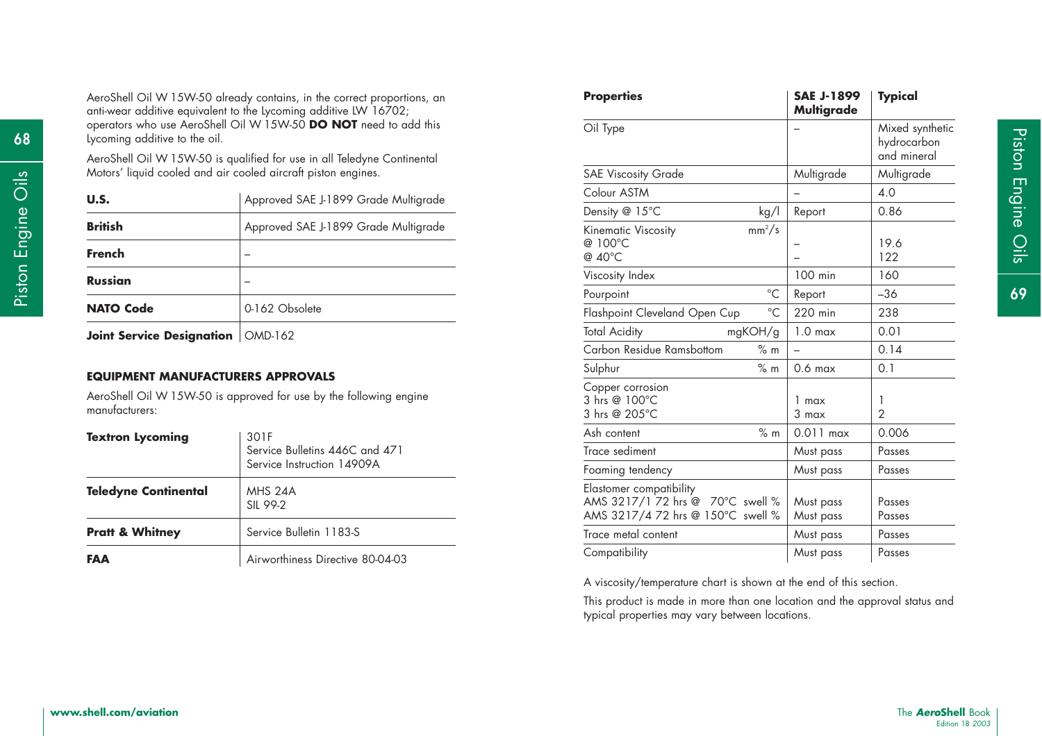AeroShell Oil W 15W-50 already contains, in the correct proportions, an anti-wear additive equivalent to the Lycoming additive LW 16702; operators who use AeroShell Oil W 15W-50 **DO NOT** need to add this Lycoming additive to the oil.

AeroShell Oil W 15W-50 is qualified for use in all Teledyne Continental Motors' liquid cooled and air cooled aircraft piston engines.

| | |
|---|---|
| **U.S.** | Approved SAE J-1899 Grade Multigrade |
| **British** | Approved SAE J-1899 Grade Multigrade |
| **French** | – |
| **Russian** | – |
| **NATO Code** | 0-162 Obsolete |
| **Joint Service Designation** | OMD-162 |

**EQUIPMENT MANUFACTURERS APPROVALS**

AeroShell Oil W 15W-50 is approved for use by the following engine manufacturers:

| | |
|---|---|
| **Textron Lycoming** | 301F<br>Service Bulletins 446C and 471<br>Service Instruction 14909A |
| **Teledyne Continental** | MHS 24A<br>SIL 99-2 |
| **Pratt & Whitney** | Service Bulletin 1183-S |
| **FAA** | Airworthiness Directive 80-04-03 |

| **Properties** | | **SAE J-1899 Multigrade** | **Typical** |
|---|---|---|---|
| Oil Type | | – | Mixed synthetic hydrocarbon and mineral |
| SAE Viscosity Grade | | Multigrade | Multigrade |
| Colour ASTM | | – | 4.0 |
| Density @ 15°C | kg/l | Report | 0.86 |
| Kinematic Viscosity<br>@ 100°C<br>@ 40°C | $mm^2/s$ | <br>–<br>– | <br>19.6<br>122 |
| Viscosity Index | | 100 min | 160 |
| Pourpoint | °C | Report | –36 |
| Flashpoint Cleveland Open Cup | °C | 220 min | 238 |
| Total Acidity | mgKOH/g | 1.0 max | 0.01 |
| Carbon Residue Ramsbottom | % m | – | 0.14 |
| Sulphur | % m | 0.6 max | 0.1 |
| Copper corrosion<br>3 hrs @ 100°C<br>3 hrs @ 205°C | | <br>1 max<br>3 max | <br>1<br>2 |
| Ash content | % m | 0.011 max | 0.006 |
| Trace sediment | | Must pass | Passes |
| Foaming tendency | | Must pass | Passes |
| Elastomer compatibility<br>AMS 3217/1 72 hrs @ 70°C swell %<br>AMS 3217/4 72 hrs @ 150°C swell % | | <br>Must pass<br>Must pass | <br>Passes<br>Passes |
| Trace metal content | | Must pass | Passes |
| Compatibility | | Must pass | Passes |

A viscosity/temperature chart is shown at the end of this section.

This product is made in more than one location and the approval status and typical properties may vary between locations.